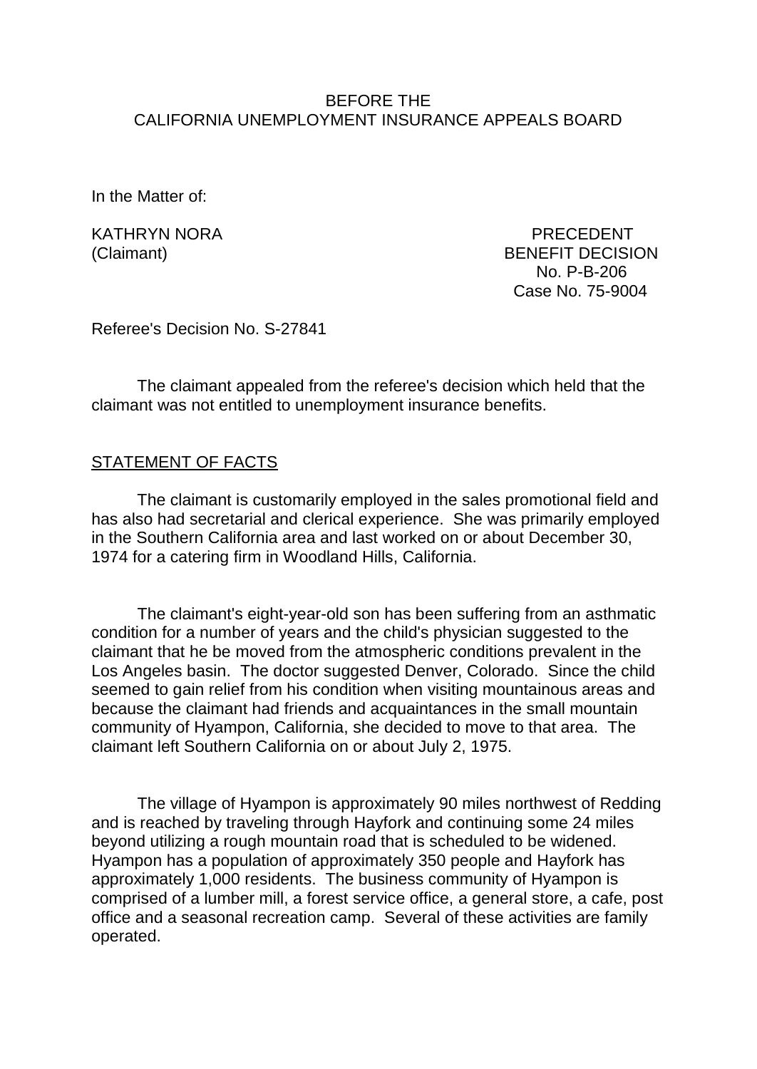BEFORE THE
CALIFORNIA UNEMPLOYMENT INSURANCE APPEALS BOARD

In the Matter of:

KATHRYN NORA
(Claimant)

PRECEDENT
BENEFIT DECISION
No. P-B-206
Case No. 75-9004

Referee's Decision No. S-27841

The claimant appealed from the referee's decision which held that the claimant was not entitled to unemployment insurance benefits.

## STATEMENT OF FACTS

The claimant is customarily employed in the sales promotional field and has also had secretarial and clerical experience. She was primarily employed in the Southern California area and last worked on or about December 30, 1974 for a catering firm in Woodland Hills, California.

The claimant's eight-year-old son has been suffering from an asthmatic condition for a number of years and the child's physician suggested to the claimant that he be moved from the atmospheric conditions prevalent in the Los Angeles basin. The doctor suggested Denver, Colorado. Since the child seemed to gain relief from his condition when visiting mountainous areas and because the claimant had friends and acquaintances in the small mountain community of Hyampon, California, she decided to move to that area. The claimant left Southern California on or about July 2, 1975.

The village of Hyampon is approximately 90 miles northwest of Redding and is reached by traveling through Hayfork and continuing some 24 miles beyond utilizing a rough mountain road that is scheduled to be widened. Hyampon has a population of approximately 350 people and Hayfork has approximately 1,000 residents. The business community of Hyampon is comprised of a lumber mill, a forest service office, a general store, a cafe, post office and a seasonal recreation camp. Several of these activities are family operated.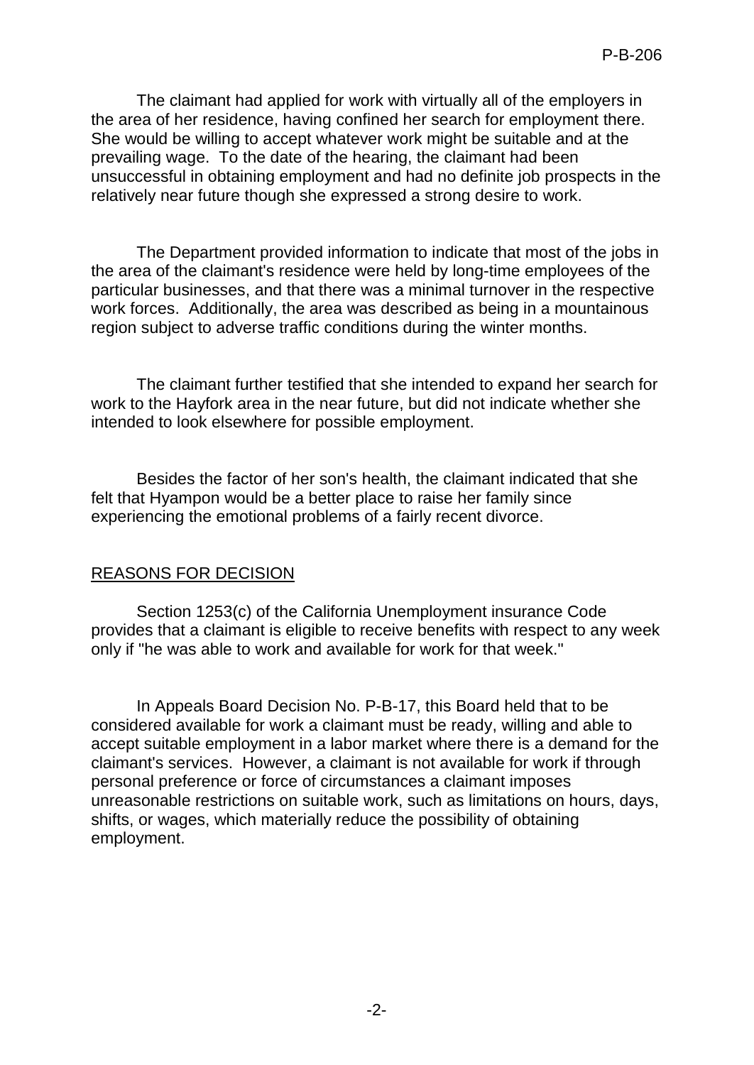The claimant had applied for work with virtually all of the employers in the area of her residence, having confined her search for employment there. She would be willing to accept whatever work might be suitable and at the prevailing wage. To the date of the hearing, the claimant had been unsuccessful in obtaining employment and had no definite job prospects in the relatively near future though she expressed a strong desire to work.

The Department provided information to indicate that most of the jobs in the area of the claimant's residence were held by long-time employees of the particular businesses, and that there was a minimal turnover in the respective work forces. Additionally, the area was described as being in a mountainous region subject to adverse traffic conditions during the winter months.

The claimant further testified that she intended to expand her search for work to the Hayfork area in the near future, but did not indicate whether she intended to look elsewhere for possible employment.

Besides the factor of her son's health, the claimant indicated that she felt that Hyampon would be a better place to raise her family since experiencing the emotional problems of a fairly recent divorce.

## REASONS FOR DECISION

Section 1253(c) of the California Unemployment insurance Code provides that a claimant is eligible to receive benefits with respect to any week only if "he was able to work and available for work for that week."

In Appeals Board Decision No. P-B-17, this Board held that to be considered available for work a claimant must be ready, willing and able to accept suitable employment in a labor market where there is a demand for the claimant's services. However, a claimant is not available for work if through personal preference or force of circumstances a claimant imposes unreasonable restrictions on suitable work, such as limitations on hours, days, shifts, or wages, which materially reduce the possibility of obtaining employment.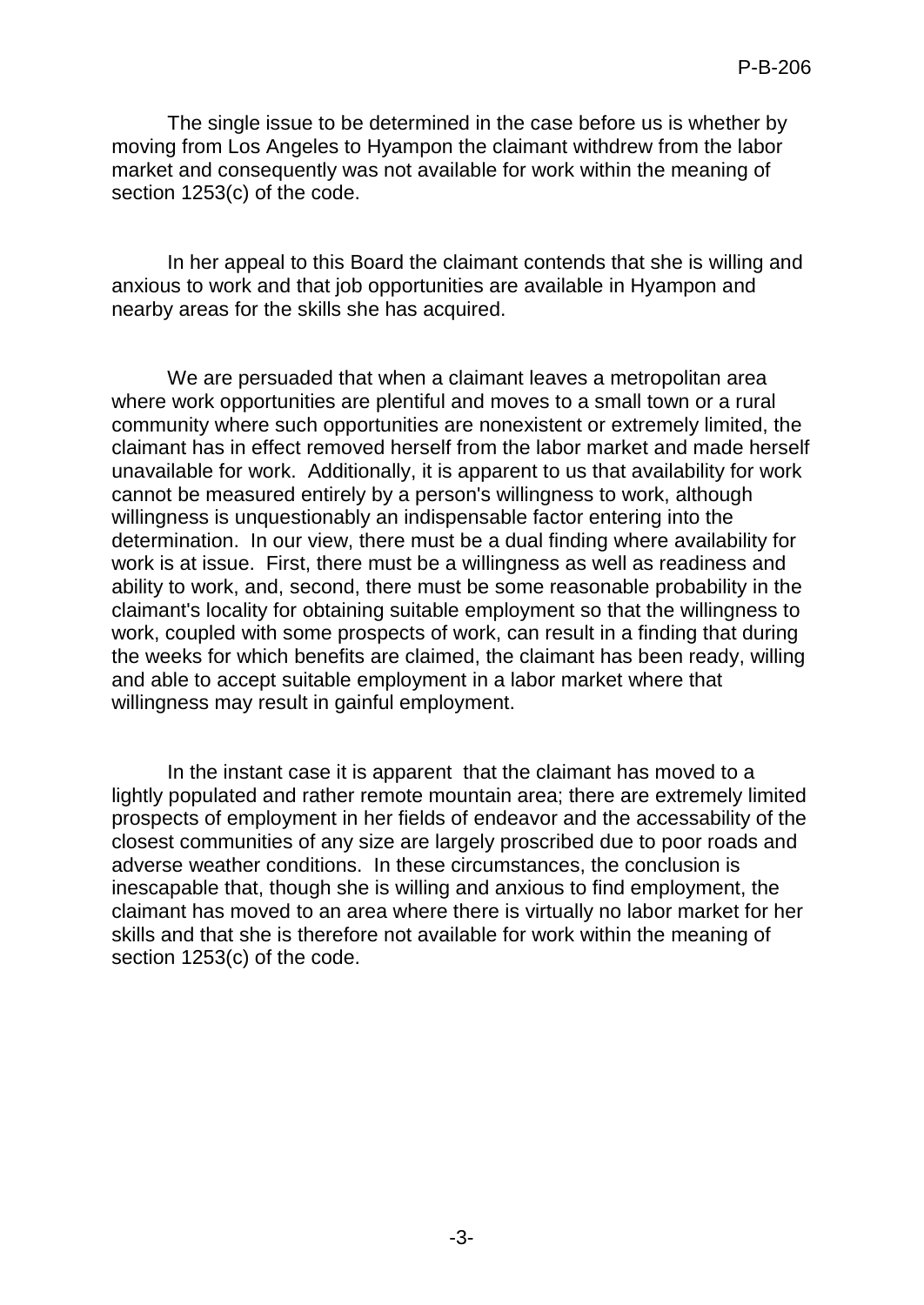The single issue to be determined in the case before us is whether by moving from Los Angeles to Hyampon the claimant withdrew from the labor market and consequently was not available for work within the meaning of section 1253(c) of the code.

In her appeal to this Board the claimant contends that she is willing and anxious to work and that job opportunities are available in Hyampon and nearby areas for the skills she has acquired.

We are persuaded that when a claimant leaves a metropolitan area where work opportunities are plentiful and moves to a small town or a rural community where such opportunities are nonexistent or extremely limited, the claimant has in effect removed herself from the labor market and made herself unavailable for work. Additionally, it is apparent to us that availability for work cannot be measured entirely by a person's willingness to work, although willingness is unquestionably an indispensable factor entering into the determination. In our view, there must be a dual finding where availability for work is at issue. First, there must be a willingness as well as readiness and ability to work, and, second, there must be some reasonable probability in the claimant's locality for obtaining suitable employment so that the willingness to work, coupled with some prospects of work, can result in a finding that during the weeks for which benefits are claimed, the claimant has been ready, willing and able to accept suitable employment in a labor market where that willingness may result in gainful employment.

In the instant case it is apparent that the claimant has moved to a lightly populated and rather remote mountain area; there are extremely limited prospects of employment in her fields of endeavor and the accessability of the closest communities of any size are largely proscribed due to poor roads and adverse weather conditions. In these circumstances, the conclusion is inescapable that, though she is willing and anxious to find employment, the claimant has moved to an area where there is virtually no labor market for her skills and that she is therefore not available for work within the meaning of section 1253(c) of the code.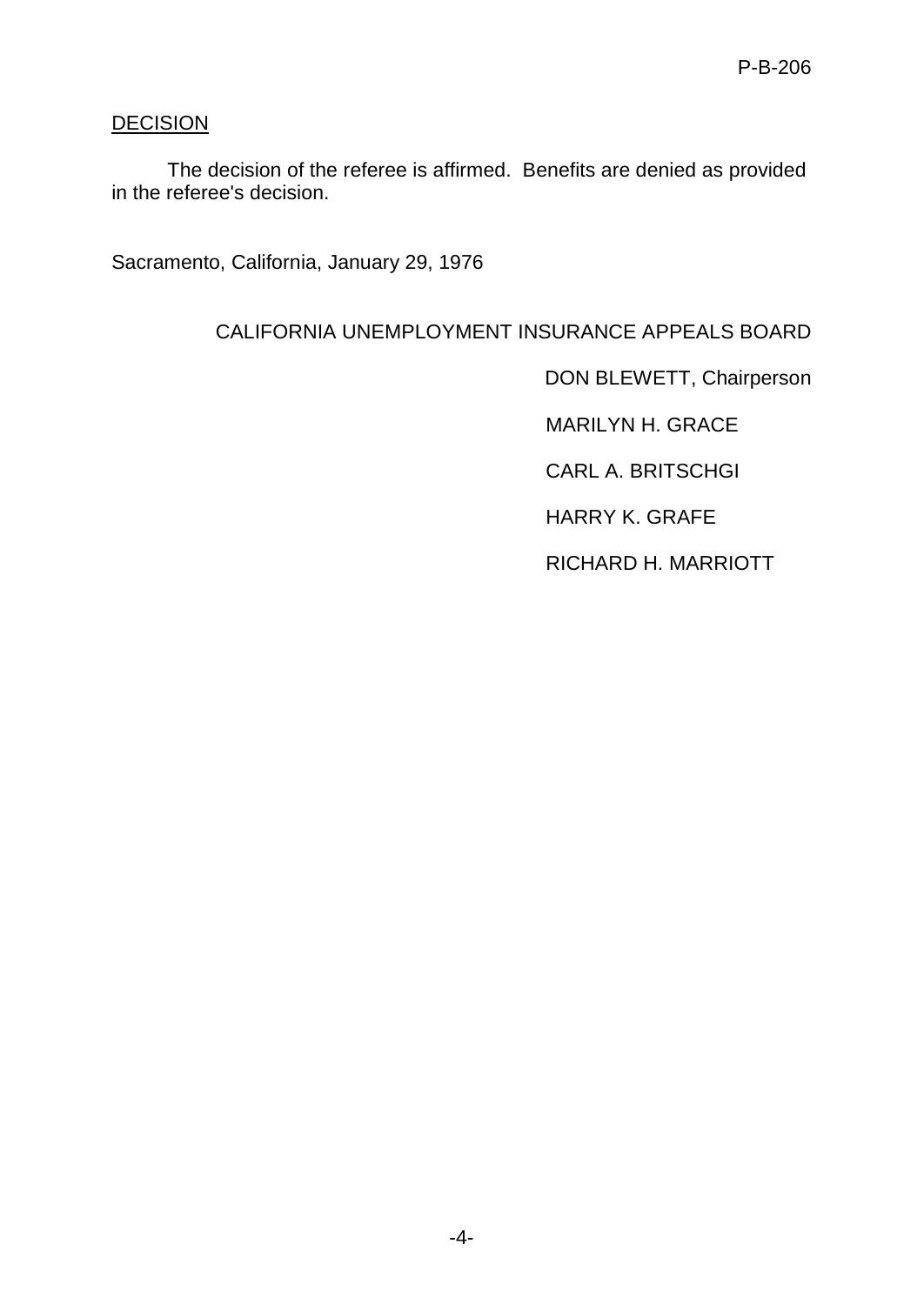DECISION

The decision of the referee is affirmed. Benefits are denied as provided in the referee's decision.

Sacramento, California, January 29, 1976

CALIFORNIA UNEMPLOYMENT INSURANCE APPEALS BOARD

DON BLEWETT, Chairperson

MARILYN H. GRACE

CARL A. BRITSCHGI

HARRY K. GRAFE

RICHARD H. MARRIOTT